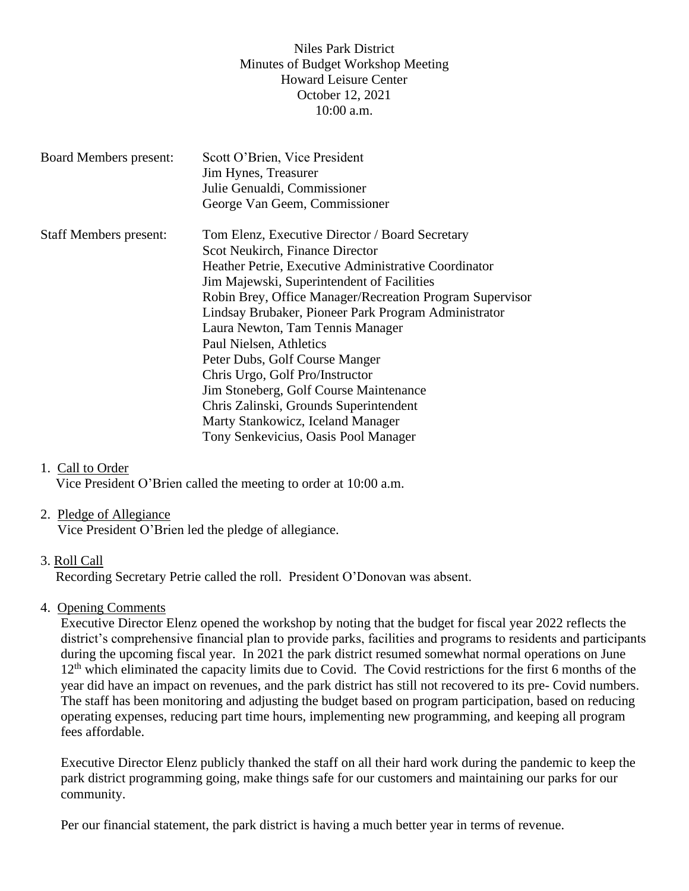Niles Park District
Minutes of Budget Workshop Meeting
Howard Leisure Center
October 12, 2021
10:00 a.m.

| Board Members present: | Scott O'Brien, Vice President<br>Jim Hynes, Treasurer<br>Julie Genualdi, Commissioner<br>George Van Geem, Commissioner |
|---|---|
| Staff Members present: | Tom Elenz, Executive Director / Board Secretary<br>Scot Neukirch, Finance Director<br>Heather Petrie, Executive Administrative Coordinator<br>Jim Majewski, Superintendent of Facilities<br>Robin Brey, Office Manager/Recreation Program Supervisor<br>Lindsay Brubaker, Pioneer Park Program Administrator<br>Laura Newton, Tam Tennis Manager<br>Paul Nielsen, Athletics<br>Peter Dubs, Golf Course Manger<br>Chris Urgo, Golf Pro/Instructor<br>Jim Stoneberg, Golf Course Maintenance<br>Chris Zalinski, Grounds Superintendent<br>Marty Stankowicz, Iceland Manager<br>Tony Senkevicius, Oasis Pool Manager |

1. Call to Order
   Vice President O'Brien called the meeting to order at 10:00 a.m.

2. Pledge of Allegiance
   Vice President O'Brien led the pledge of allegiance.

3. Roll Call
   Recording Secretary Petrie called the roll. President O'Donovan was absent.

4. Opening Comments
   Executive Director Elenz opened the workshop by noting that the budget for fiscal year 2022 reflects the district's comprehensive financial plan to provide parks, facilities and programs to residents and participants during the upcoming fiscal year. In 2021 the park district resumed somewhat normal operations on June 12th which eliminated the capacity limits due to Covid. The Covid restrictions for the first 6 months of the year did have an impact on revenues, and the park district has still not recovered to its pre- Covid numbers. The staff has been monitoring and adjusting the budget based on program participation, based on reducing operating expenses, reducing part time hours, implementing new programming, and keeping all program fees affordable.

   Executive Director Elenz publicly thanked the staff on all their hard work during the pandemic to keep the park district programming going, make things safe for our customers and maintaining our parks for our community.

   Per our financial statement, the park district is having a much better year in terms of revenue.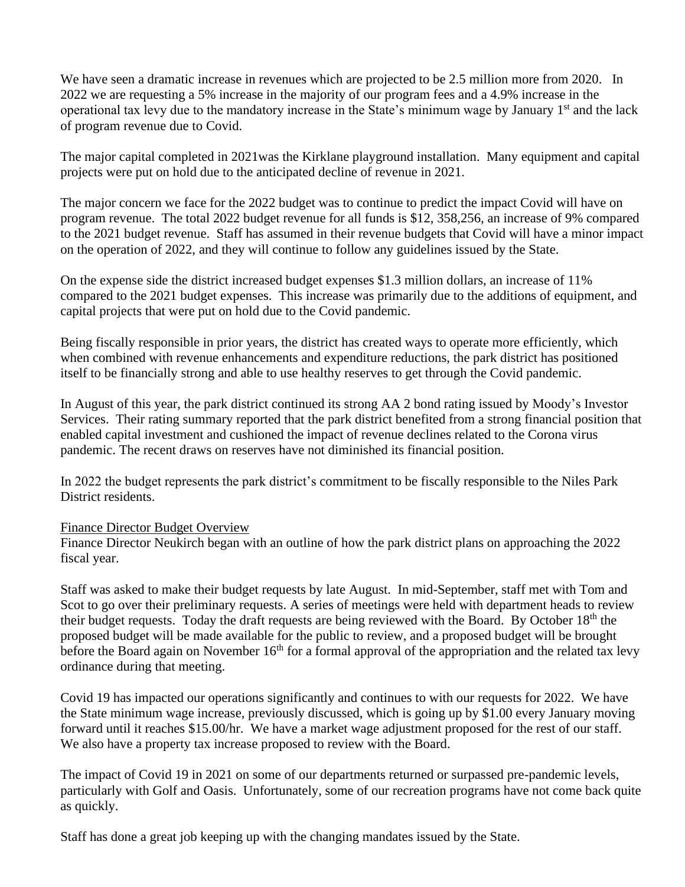We have seen a dramatic increase in revenues which are projected to be 2.5 million more from 2020. In 2022 we are requesting a 5% increase in the majority of our program fees and a 4.9% increase in the operational tax levy due to the mandatory increase in the State's minimum wage by January 1st and the lack of program revenue due to Covid.

The major capital completed in 2021was the Kirklane playground installation. Many equipment and capital projects were put on hold due to the anticipated decline of revenue in 2021.

The major concern we face for the 2022 budget was to continue to predict the impact Covid will have on program revenue. The total 2022 budget revenue for all funds is $12, 358,256, an increase of 9% compared to the 2021 budget revenue. Staff has assumed in their revenue budgets that Covid will have a minor impact on the operation of 2022, and they will continue to follow any guidelines issued by the State.

On the expense side the district increased budget expenses $1.3 million dollars, an increase of 11% compared to the 2021 budget expenses. This increase was primarily due to the additions of equipment, and capital projects that were put on hold due to the Covid pandemic.

Being fiscally responsible in prior years, the district has created ways to operate more efficiently, which when combined with revenue enhancements and expenditure reductions, the park district has positioned itself to be financially strong and able to use healthy reserves to get through the Covid pandemic.

In August of this year, the park district continued its strong AA 2 bond rating issued by Moody's Investor Services. Their rating summary reported that the park district benefited from a strong financial position that enabled capital investment and cushioned the impact of revenue declines related to the Corona virus pandemic. The recent draws on reserves have not diminished its financial position.

In 2022 the budget represents the park district's commitment to be fiscally responsible to the Niles Park District residents.

Finance Director Budget Overview

Finance Director Neukirch began with an outline of how the park district plans on approaching the 2022 fiscal year.

Staff was asked to make their budget requests by late August. In mid-September, staff met with Tom and Scot to go over their preliminary requests. A series of meetings were held with department heads to review their budget requests. Today the draft requests are being reviewed with the Board. By October 18th the proposed budget will be made available for the public to review, and a proposed budget will be brought before the Board again on November 16th for a formal approval of the appropriation and the related tax levy ordinance during that meeting.

Covid 19 has impacted our operations significantly and continues to with our requests for 2022. We have the State minimum wage increase, previously discussed, which is going up by $1.00 every January moving forward until it reaches $15.00/hr. We have a market wage adjustment proposed for the rest of our staff. We also have a property tax increase proposed to review with the Board.

The impact of Covid 19 in 2021 on some of our departments returned or surpassed pre-pandemic levels, particularly with Golf and Oasis. Unfortunately, some of our recreation programs have not come back quite as quickly.

Staff has done a great job keeping up with the changing mandates issued by the State.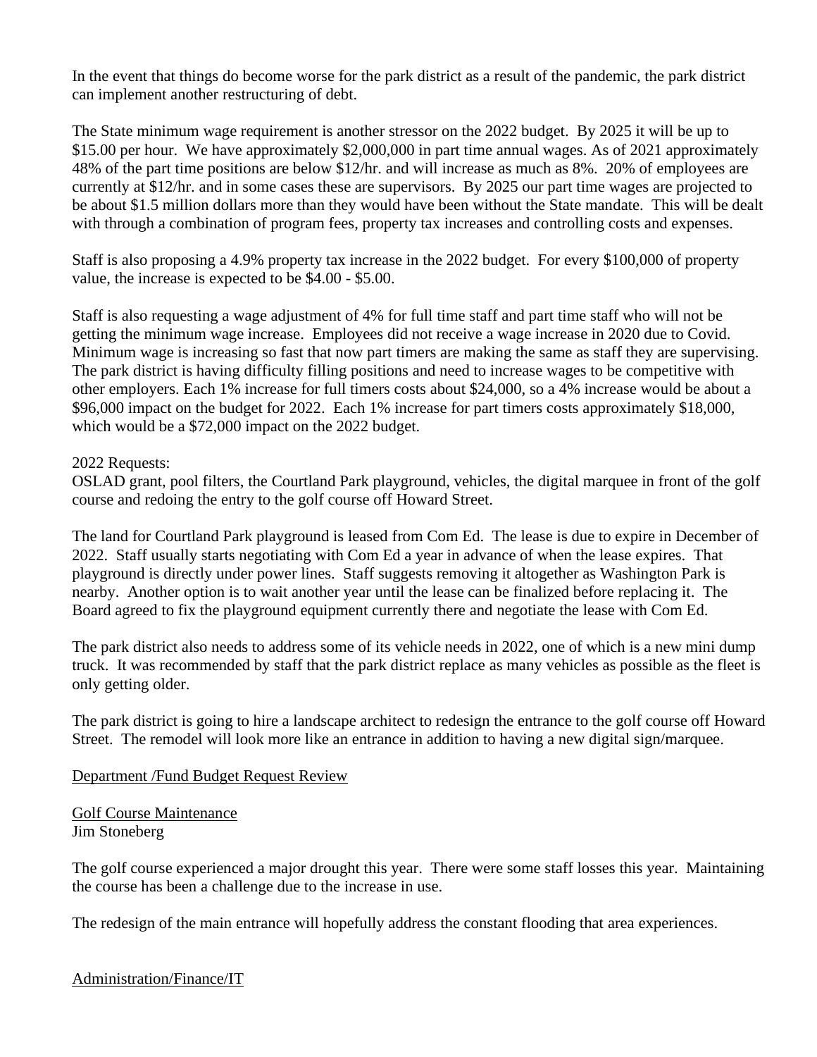In the event that things do become worse for the park district as a result of the pandemic, the park district can implement another restructuring of debt.

The State minimum wage requirement is another stressor on the 2022 budget. By 2025 it will be up to \$15.00 per hour. We have approximately \$2,000,000 in part time annual wages. As of 2021 approximately 48% of the part time positions are below \$12/hr. and will increase as much as 8%. 20% of employees are currently at \$12/hr. and in some cases these are supervisors. By 2025 our part time wages are projected to be about \$1.5 million dollars more than they would have been without the State mandate. This will be dealt with through a combination of program fees, property tax increases and controlling costs and expenses.

Staff is also proposing a 4.9% property tax increase in the 2022 budget. For every \$100,000 of property value, the increase is expected to be \$4.00 - \$5.00.

Staff is also requesting a wage adjustment of 4% for full time staff and part time staff who will not be getting the minimum wage increase. Employees did not receive a wage increase in 2020 due to Covid. Minimum wage is increasing so fast that now part timers are making the same as staff they are supervising. The park district is having difficulty filling positions and need to increase wages to be competitive with other employers. Each 1% increase for full timers costs about \$24,000, so a 4% increase would be about a \$96,000 impact on the budget for 2022. Each 1% increase for part timers costs approximately \$18,000, which would be a \$72,000 impact on the 2022 budget.

2022 Requests:
OSLAD grant, pool filters, the Courtland Park playground, vehicles, the digital marquee in front of the golf course and redoing the entry to the golf course off Howard Street.

The land for Courtland Park playground is leased from Com Ed. The lease is due to expire in December of 2022. Staff usually starts negotiating with Com Ed a year in advance of when the lease expires. That playground is directly under power lines. Staff suggests removing it altogether as Washington Park is nearby. Another option is to wait another year until the lease can be finalized before replacing it. The Board agreed to fix the playground equipment currently there and negotiate the lease with Com Ed.

The park district also needs to address some of its vehicle needs in 2022, one of which is a new mini dump truck. It was recommended by staff that the park district replace as many vehicles as possible as the fleet is only getting older.

The park district is going to hire a landscape architect to redesign the entrance to the golf course off Howard Street. The remodel will look more like an entrance in addition to having a new digital sign/marquee.

<u>Department /Fund Budget Request Review</u>

<u>Golf Course Maintenance</u>
Jim Stoneberg

The golf course experienced a major drought this year. There were some staff losses this year. Maintaining the course has been a challenge due to the increase in use.

The redesign of the main entrance will hopefully address the constant flooding that area experiences.

<u>Administration/Finance/IT</u>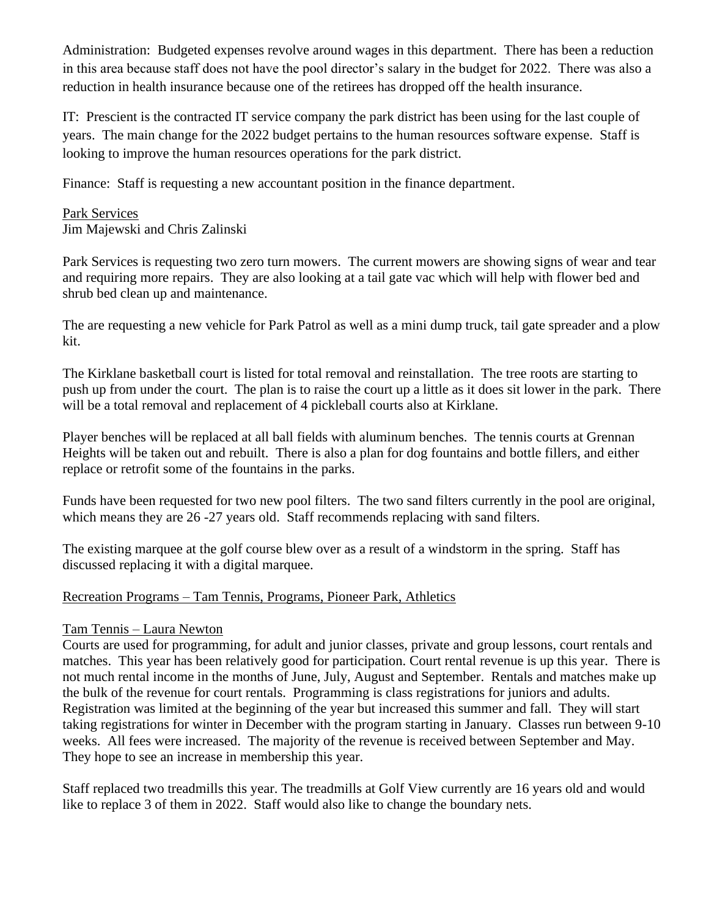Administration: Budgeted expenses revolve around wages in this department. There has been a reduction in this area because staff does not have the pool director's salary in the budget for 2022. There was also a reduction in health insurance because one of the retirees has dropped off the health insurance.

IT: Prescient is the contracted IT service company the park district has been using for the last couple of years. The main change for the 2022 budget pertains to the human resources software expense. Staff is looking to improve the human resources operations for the park district.

Finance: Staff is requesting a new accountant position in the finance department.

Park Services
Jim Majewski and Chris Zalinski

Park Services is requesting two zero turn mowers. The current mowers are showing signs of wear and tear and requiring more repairs. They are also looking at a tail gate vac which will help with flower bed and shrub bed clean up and maintenance.

The are requesting a new vehicle for Park Patrol as well as a mini dump truck, tail gate spreader and a plow kit.

The Kirklane basketball court is listed for total removal and reinstallation. The tree roots are starting to push up from under the court. The plan is to raise the court up a little as it does sit lower in the park. There will be a total removal and replacement of 4 pickleball courts also at Kirklane.

Player benches will be replaced at all ball fields with aluminum benches. The tennis courts at Grennan Heights will be taken out and rebuilt. There is also a plan for dog fountains and bottle fillers, and either replace or retrofit some of the fountains in the parks.

Funds have been requested for two new pool filters. The two sand filters currently in the pool are original, which means they are 26 -27 years old. Staff recommends replacing with sand filters.

The existing marquee at the golf course blew over as a result of a windstorm in the spring. Staff has discussed replacing it with a digital marquee.

Recreation Programs – Tam Tennis, Programs, Pioneer Park, Athletics

Tam Tennis – Laura Newton

Courts are used for programming, for adult and junior classes, private and group lessons, court rentals and matches. This year has been relatively good for participation. Court rental revenue is up this year. There is not much rental income in the months of June, July, August and September. Rentals and matches make up the bulk of the revenue for court rentals. Programming is class registrations for juniors and adults. Registration was limited at the beginning of the year but increased this summer and fall. They will start taking registrations for winter in December with the program starting in January. Classes run between 9-10 weeks. All fees were increased. The majority of the revenue is received between September and May. They hope to see an increase in membership this year.

Staff replaced two treadmills this year. The treadmills at Golf View currently are 16 years old and would like to replace 3 of them in 2022. Staff would also like to change the boundary nets.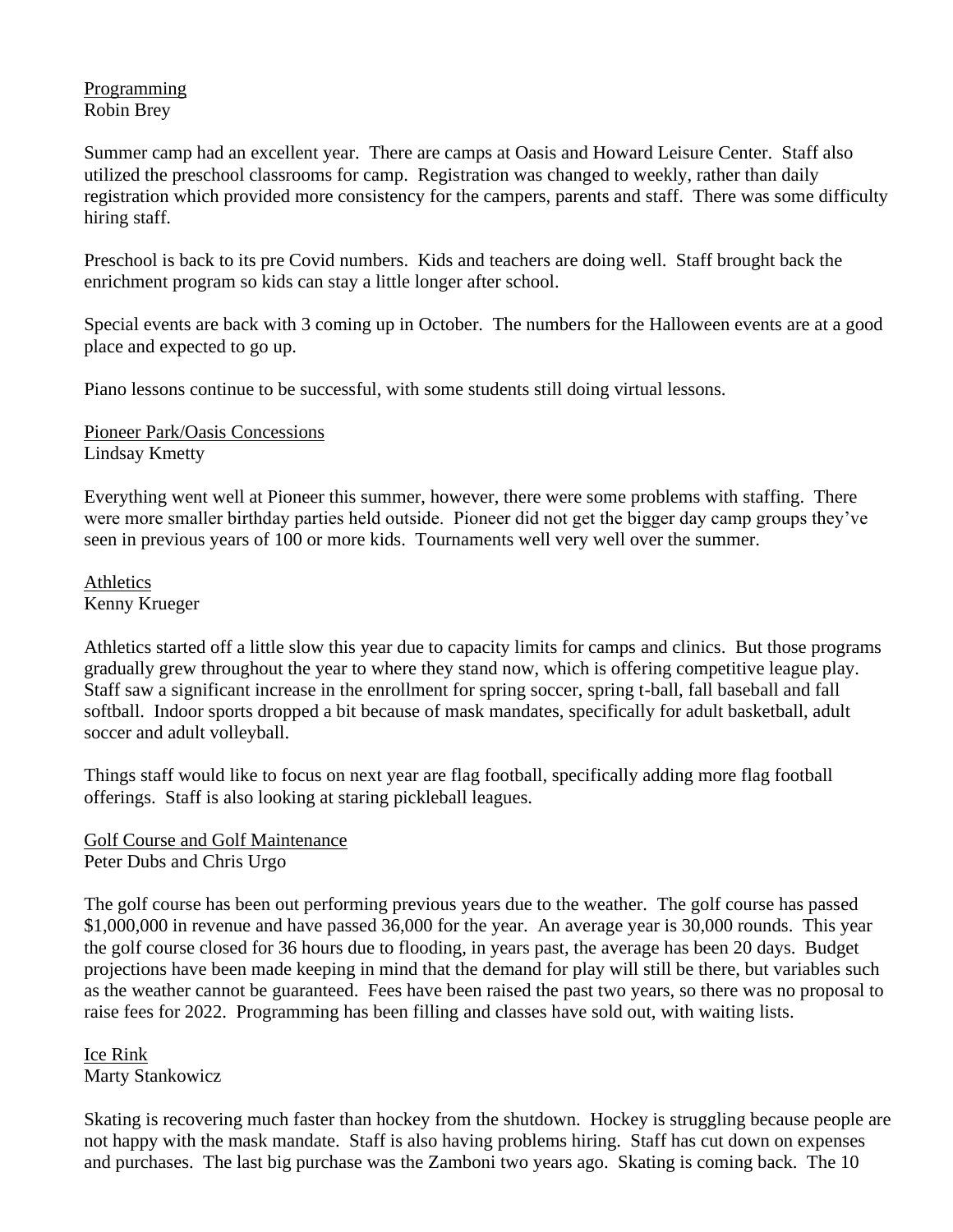Programming
Robin Brey

Summer camp had an excellent year. There are camps at Oasis and Howard Leisure Center. Staff also utilized the preschool classrooms for camp. Registration was changed to weekly, rather than daily registration which provided more consistency for the campers, parents and staff. There was some difficulty hiring staff.

Preschool is back to its pre Covid numbers. Kids and teachers are doing well. Staff brought back the enrichment program so kids can stay a little longer after school.

Special events are back with 3 coming up in October. The numbers for the Halloween events are at a good place and expected to go up.

Piano lessons continue to be successful, with some students still doing virtual lessons.

Pioneer Park/Oasis Concessions
Lindsay Kmetty

Everything went well at Pioneer this summer, however, there were some problems with staffing. There were more smaller birthday parties held outside. Pioneer did not get the bigger day camp groups they've seen in previous years of 100 or more kids. Tournaments well very well over the summer.

Athletics
Kenny Krueger

Athletics started off a little slow this year due to capacity limits for camps and clinics. But those programs gradually grew throughout the year to where they stand now, which is offering competitive league play. Staff saw a significant increase in the enrollment for spring soccer, spring t-ball, fall baseball and fall softball. Indoor sports dropped a bit because of mask mandates, specifically for adult basketball, adult soccer and adult volleyball.

Things staff would like to focus on next year are flag football, specifically adding more flag football offerings. Staff is also looking at staring pickleball leagues.

Golf Course and Golf Maintenance
Peter Dubs and Chris Urgo

The golf course has been out performing previous years due to the weather. The golf course has passed $1,000,000 in revenue and have passed 36,000 for the year. An average year is 30,000 rounds. This year the golf course closed for 36 hours due to flooding, in years past, the average has been 20 days. Budget projections have been made keeping in mind that the demand for play will still be there, but variables such as the weather cannot be guaranteed. Fees have been raised the past two years, so there was no proposal to raise fees for 2022. Programming has been filling and classes have sold out, with waiting lists.

Ice Rink
Marty Stankowicz

Skating is recovering much faster than hockey from the shutdown. Hockey is struggling because people are not happy with the mask mandate. Staff is also having problems hiring. Staff has cut down on expenses and purchases. The last big purchase was the Zamboni two years ago. Skating is coming back. The 10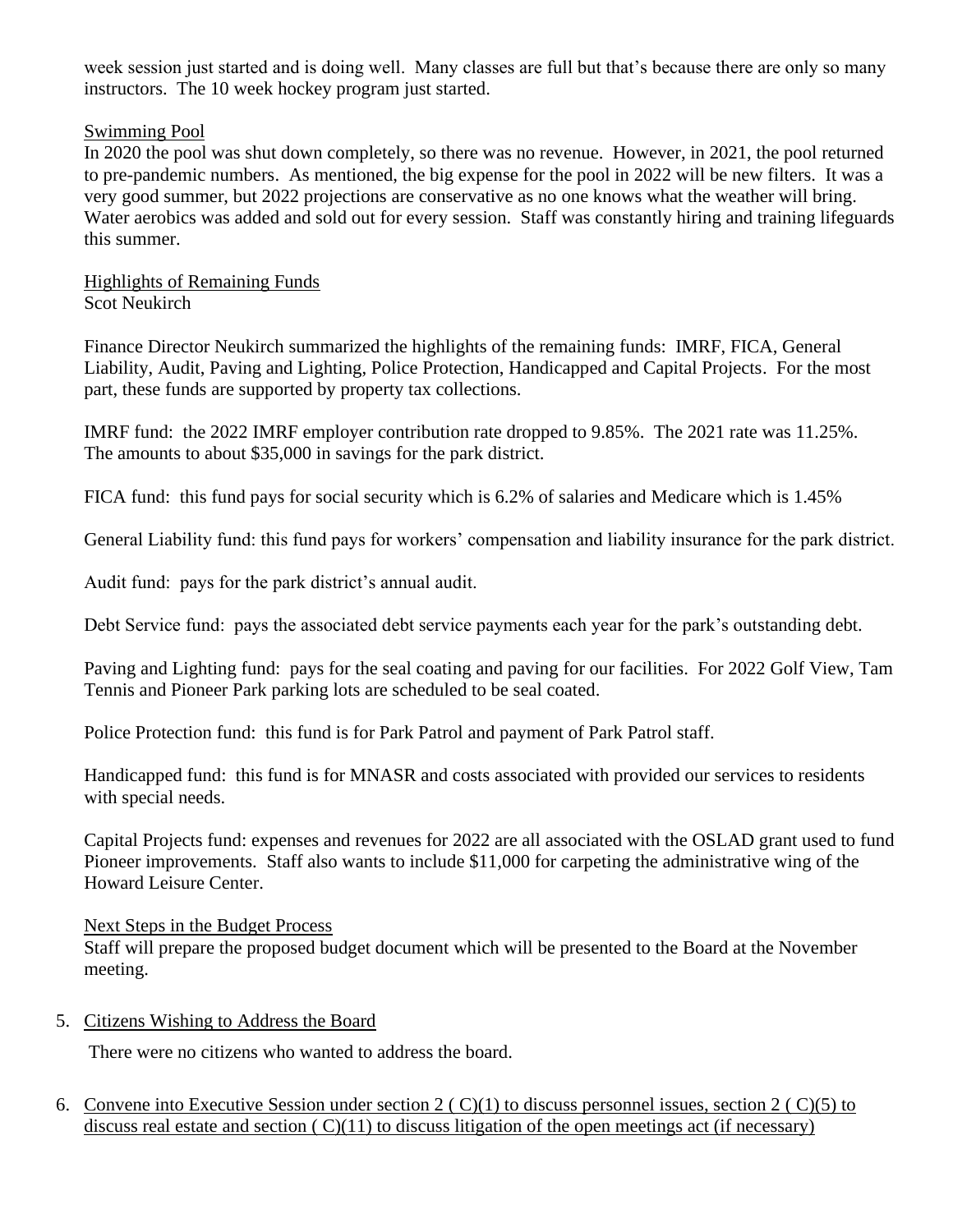week session just started and is doing well. Many classes are full but that's because there are only so many instructors. The 10 week hockey program just started.

<u>Swimming Pool</u>

In 2020 the pool was shut down completely, so there was no revenue. However, in 2021, the pool returned to pre-pandemic numbers. As mentioned, the big expense for the pool in 2022 will be new filters. It was a very good summer, but 2022 projections are conservative as no one knows what the weather will bring. Water aerobics was added and sold out for every session. Staff was constantly hiring and training lifeguards this summer.

<u>Highlights of Remaining Funds</u>

Scot Neukirch

Finance Director Neukirch summarized the highlights of the remaining funds: IMRF, FICA, General Liability, Audit, Paving and Lighting, Police Protection, Handicapped and Capital Projects. For the most part, these funds are supported by property tax collections.

IMRF fund: the 2022 IMRF employer contribution rate dropped to 9.85%. The 2021 rate was 11.25%. The amounts to about $35,000 in savings for the park district.

FICA fund: this fund pays for social security which is 6.2% of salaries and Medicare which is 1.45%

General Liability fund: this fund pays for workers' compensation and liability insurance for the park district.

Audit fund: pays for the park district's annual audit.

Debt Service fund: pays the associated debt service payments each year for the park's outstanding debt.

Paving and Lighting fund: pays for the seal coating and paving for our facilities. For 2022 Golf View, Tam Tennis and Pioneer Park parking lots are scheduled to be seal coated.

Police Protection fund: this fund is for Park Patrol and payment of Park Patrol staff.

Handicapped fund: this fund is for MNASR and costs associated with provided our services to residents with special needs.

Capital Projects fund: expenses and revenues for 2022 are all associated with the OSLAD grant used to fund Pioneer improvements. Staff also wants to include $11,000 for carpeting the administrative wing of the Howard Leisure Center.

<u>Next Steps in the Budget Process</u>

Staff will prepare the proposed budget document which will be presented to the Board at the November meeting.

5. <u>Citizens Wishing to Address the Board</u>

   There were no citizens who wanted to address the board.

6. <u>Convene into Executive Session under section 2 ( C)(1) to discuss personnel issues, section 2 ( C)(5) to discuss real estate and section ( C)(11) to discuss litigation of the open meetings act (if necessary)</u>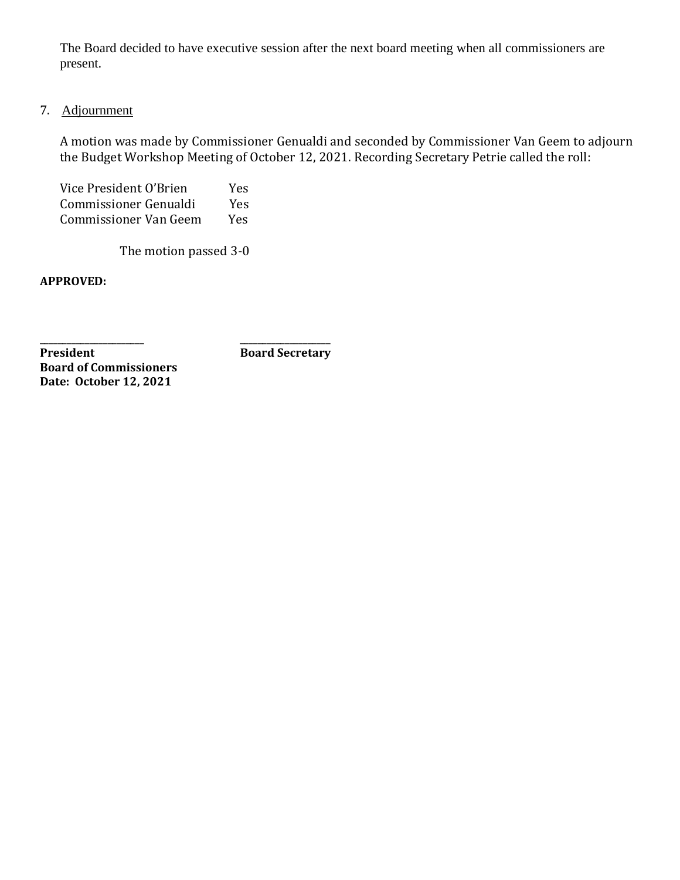The Board decided to have executive session after the next board meeting when all commissioners are present.

7. Adjournment

A motion was made by Commissioner Genualdi and seconded by Commissioner Van Geem to adjourn the Budget Workshop Meeting of October 12, 2021. Recording Secretary Petrie called the roll:

| | |
|---|---|
| Vice President O'Brien | Yes |
| Commissioner Genualdi | Yes |
| Commissioner Van Geem | Yes |

The motion passed 3-0

**APPROVED:**

\_\_\_\_\_\_\_\_\_\_\_\_\_\_\_\_\_\_\_\_ \_\_\_\_\_\_\_\_\_\_\_\_\_\_\_\_\_\_

**President** **Board Secretary**

**Board of Commissioners**

**Date: October 12, 2021**